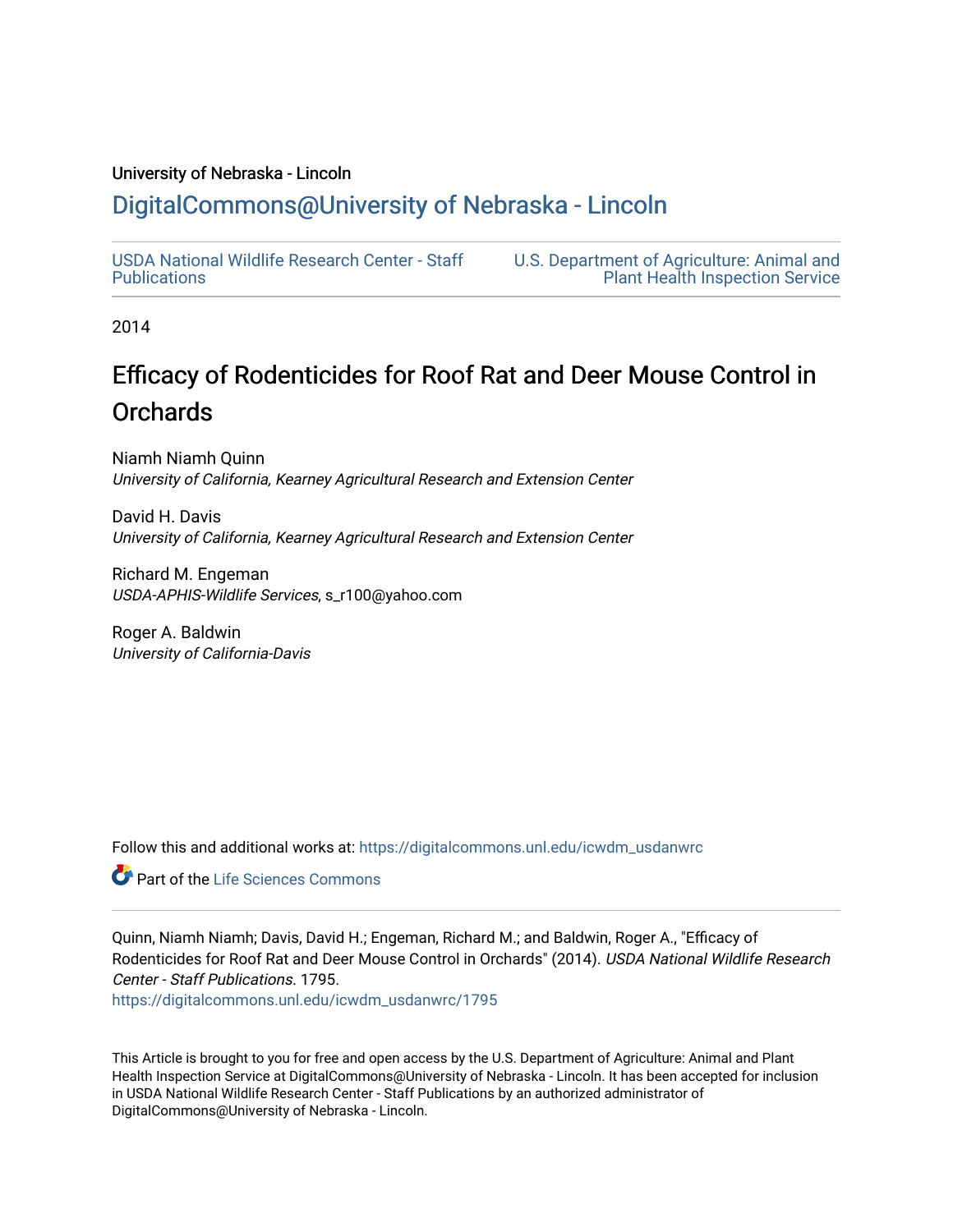University of Nebraska - Lincoln

## DigitalCommons@University of Nebraska - Lincoln

USDA National Wildlife Research Center - Staff Publications

U.S. Department of Agriculture: Animal and Plant Health Inspection Service

2014

# Efficacy of Rodenticides for Roof Rat and Deer Mouse Control in Orchards

Niamh Niamh Quinn
*University of California, Kearney Agricultural Research and Extension Center*

David H. Davis
*University of California, Kearney Agricultural Research and Extension Center*

Richard M. Engeman
*USDA-APHIS-Wildlife Services*, s_r100@yahoo.com

Roger A. Baldwin
*University of California-Davis*

Follow this and additional works at: https://digitalcommons.unl.edu/icwdm_usdanwrc

Part of the Life Sciences Commons

Quinn, Niamh Niamh; Davis, David H.; Engeman, Richard M.; and Baldwin, Roger A., "Efficacy of Rodenticides for Roof Rat and Deer Mouse Control in Orchards" (2014). *USDA National Wildlife Research Center - Staff Publications*. 1795.
https://digitalcommons.unl.edu/icwdm_usdanwrc/1795

This Article is brought to you for free and open access by the U.S. Department of Agriculture: Animal and Plant Health Inspection Service at DigitalCommons@University of Nebraska - Lincoln. It has been accepted for inclusion in USDA National Wildlife Research Center - Staff Publications by an authorized administrator of DigitalCommons@University of Nebraska - Lincoln.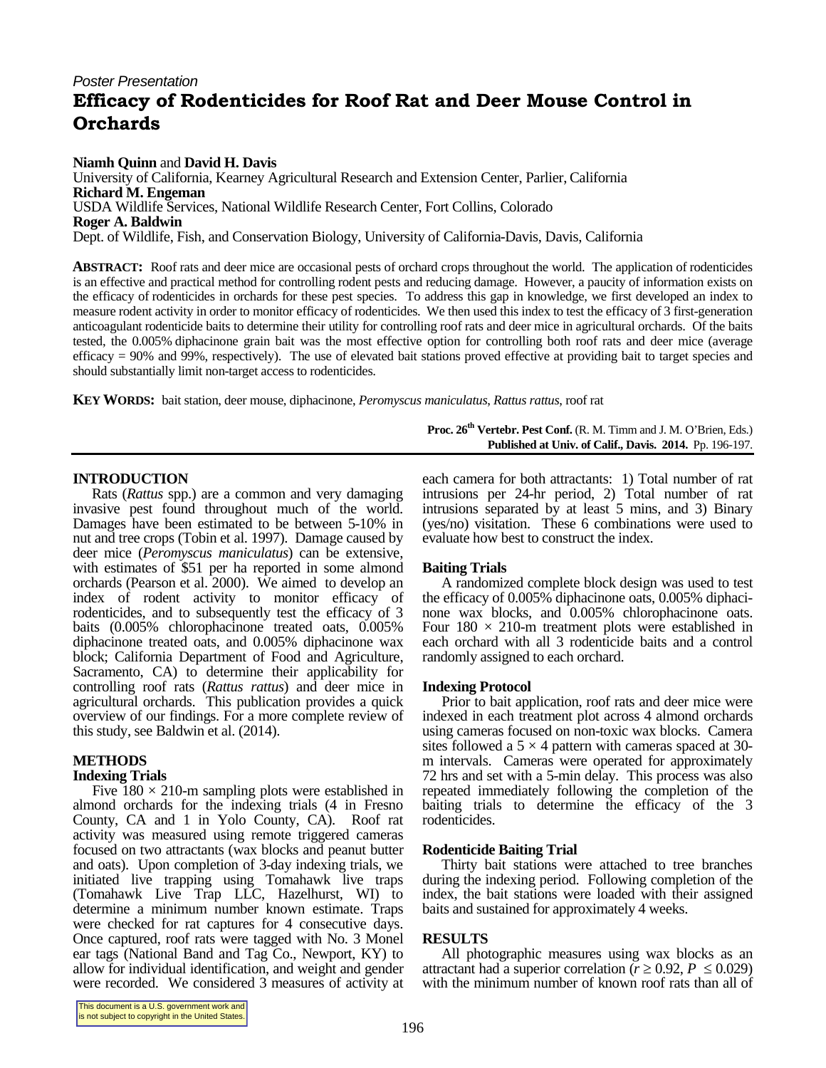*Poster Presentation*

# Efficacy of Rodenticides for Roof Rat and Deer Mouse Control in Orchards

**Niamh Quinn** and **David H. Davis**
University of California, Kearney Agricultural Research and Extension Center, Parlier, California
**Richard M. Engeman**
USDA Wildlife Services, National Wildlife Research Center, Fort Collins, Colorado
**Roger A. Baldwin**
Dept. of Wildlife, Fish, and Conservation Biology, University of California-Davis, Davis, California

**ABSTRACT:** Roof rats and deer mice are occasional pests of orchard crops throughout the world. The application of rodenticides is an effective and practical method for controlling rodent pests and reducing damage. However, a paucity of information exists on the efficacy of rodenticides in orchards for these pest species. To address this gap in knowledge, we first developed an index to measure rodent activity in order to monitor efficacy of rodenticides. We then used this index to test the efficacy of 3 first-generation anticoagulant rodenticide baits to determine their utility for controlling roof rats and deer mice in agricultural orchards. Of the baits tested, the 0.005% diphacinone grain bait was the most effective option for controlling both roof rats and deer mice (average efficacy = 90% and 99%, respectively). The use of elevated bait stations proved effective at providing bait to target species and should substantially limit non-target access to rodenticides.

**KEY WORDS:** bait station, deer mouse, diphacinone, *Peromyscus maniculatus*, *Rattus rattus*, roof rat

**Proc. 26th Vertebr. Pest Conf.** (R. M. Timm and J. M. O'Brien, Eds.)
**Published at Univ. of Calif., Davis. 2014.** Pp. 196-197.

## INTRODUCTION

Rats (*Rattus* spp.) are a common and very damaging invasive pest found throughout much of the world. Damages have been estimated to be between 5-10% in nut and tree crops (Tobin et al. 1997). Damage caused by deer mice (*Peromyscus maniculatus*) can be extensive, with estimates of $51 per ha reported in some almond orchards (Pearson et al. 2000). We aimed to develop an index of rodent activity to monitor efficacy of rodenticides, and to subsequently test the efficacy of 3 baits (0.005% chlorophacinone treated oats, 0.005% diphacinone treated oats, and 0.005% diphacinone wax block; California Department of Food and Agriculture, Sacramento, CA) to determine their applicability for controlling roof rats (*Rattus rattus*) and deer mice in agricultural orchards. This publication provides a quick overview of our findings. For a more complete review of this study, see Baldwin et al. (2014).

## METHODS

### Indexing Trials

Five $180 \times 210$-m sampling plots were established in almond orchards for the indexing trials (4 in Fresno County, CA and 1 in Yolo County, CA). Roof rat activity was measured using remote triggered cameras focused on two attractants (wax blocks and peanut butter and oats). Upon completion of 3-day indexing trials, we initiated live trapping using Tomahawk live traps (Tomahawk Live Trap LLC, Hazelhurst, WI) to determine a minimum number known estimate. Traps were checked for rat captures for 4 consecutive days. Once captured, roof rats were tagged with No. 3 Monel ear tags (National Band and Tag Co., Newport, KY) to allow for individual identification, and weight and gender were recorded. We considered 3 measures of activity at each camera for both attractants: 1) Total number of rat intrusions per 24-hr period, 2) Total number of rat intrusions separated by at least 5 mins, and 3) Binary (yes/no) visitation. These 6 combinations were used to evaluate how best to construct the index.

### Baiting Trials

A randomized complete block design was used to test the efficacy of 0.005% diphacinone oats, 0.005% diphacinone wax blocks, and 0.005% chlorophacinone oats. Four $180 \times 210$-m treatment plots were established in each orchard with all 3 rodenticide baits and a control randomly assigned to each orchard.

### Indexing Protocol

Prior to bait application, roof rats and deer mice were indexed in each treatment plot across 4 almond orchards using cameras focused on non-toxic wax blocks. Camera sites followed a $5 \times 4$ pattern with cameras spaced at 30-m intervals. Cameras were operated for approximately 72 hrs and set with a 5-min delay. This process was also repeated immediately following the completion of the baiting trials to determine the efficacy of the 3 rodenticides.

### Rodenticide Baiting Trial

Thirty bait stations were attached to tree branches during the indexing period. Following completion of the index, the bait stations were loaded with their assigned baits and sustained for approximately 4 weeks.

## RESULTS

All photographic measures using wax blocks as an attractant had a superior correlation ($r \geq 0.92$, $P \leq 0.029$) with the minimum number of known roof rats than all of

This document is a U.S. government work and is not subject to copyright in the United States.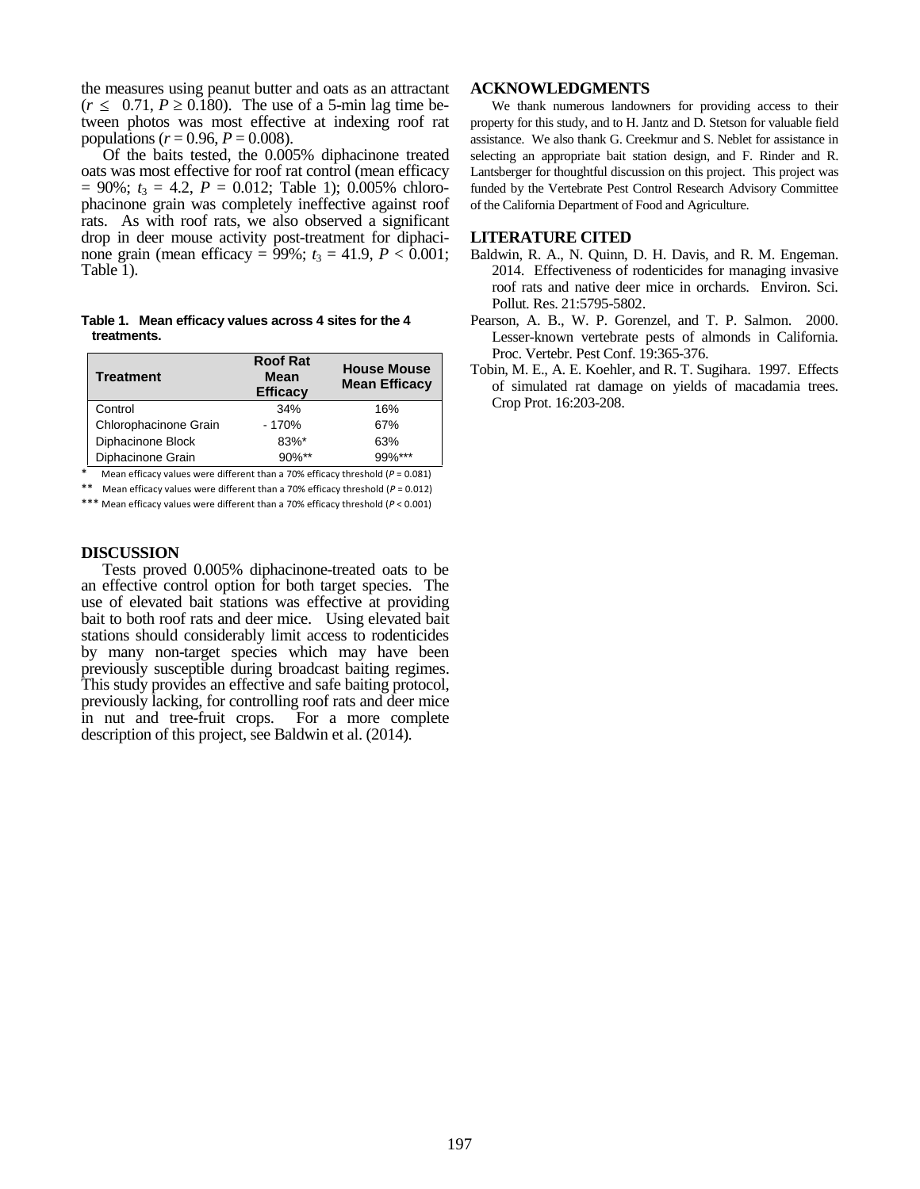the measures using peanut butter and oats as an attractant ($r \leq 0.71$, $P \geq 0.180$). The use of a 5-min lag time between photos was most effective at indexing roof rat populations ($r = 0.96$, $P = 0.008$).

Of the baits tested, the 0.005% diphacinone treated oats was most effective for roof rat control (mean efficacy = 90%; $t_3 = 4.2$, $P = 0.012$; Table 1); 0.005% chlorophacinone grain was completely ineffective against roof rats. As with roof rats, we also observed a significant drop in deer mouse activity post-treatment for diphacinone grain (mean efficacy = 99%; $t_3 = 41.9$, $P < 0.001$; Table 1).

**Table 1. Mean efficacy values across 4 sites for the 4 treatments.**

| Treatment | Roof Rat Mean Efficacy | House Mouse Mean Efficacy |
|---|---|---|
| Control | 34% | 16% |
| Chlorophacinone Grain | - 170% | 67% |
| Diphacinone Block | 83%* | 63% |
| Diphacinone Grain | 90%** | 99%*** |

\* Mean efficacy values were different than a 70% efficacy threshold ($P = 0.081$)

** Mean efficacy values were different than a 70% efficacy threshold ($P = 0.012$)

*** Mean efficacy values were different than a 70% efficacy threshold ($P < 0.001$)

## DISCUSSION

Tests proved 0.005% diphacinone-treated oats to be an effective control option for both target species. The use of elevated bait stations was effective at providing bait to both roof rats and deer mice. Using elevated bait stations should considerably limit access to rodenticides by many non-target species which may have been previously susceptible during broadcast baiting regimes. This study provides an effective and safe baiting protocol, previously lacking, for controlling roof rats and deer mice in nut and tree-fruit crops. For a more complete description of this project, see Baldwin et al. (2014).

## ACKNOWLEDGMENTS

We thank numerous landowners for providing access to their property for this study, and to H. Jantz and D. Stetson for valuable field assistance. We also thank G. Creekmur and S. Neblet for assistance in selecting an appropriate bait station design, and F. Rinder and R. Lantsberger for thoughtful discussion on this project. This project was funded by the Vertebrate Pest Control Research Advisory Committee of the California Department of Food and Agriculture.

## LITERATURE CITED

Baldwin, R. A., N. Quinn, D. H. Davis, and R. M. Engeman. 2014. Effectiveness of rodenticides for managing invasive roof rats and native deer mice in orchards. Environ. Sci. Pollut. Res. 21:5795-5802.

Pearson, A. B., W. P. Gorenzel, and T. P. Salmon. 2000. Lesser-known vertebrate pests of almonds in California. Proc. Vertebr. Pest Conf. 19:365-376.

Tobin, M. E., A. E. Koehler, and R. T. Sugihara. 1997. Effects of simulated rat damage on yields of macadamia trees. Crop Prot. 16:203-208.